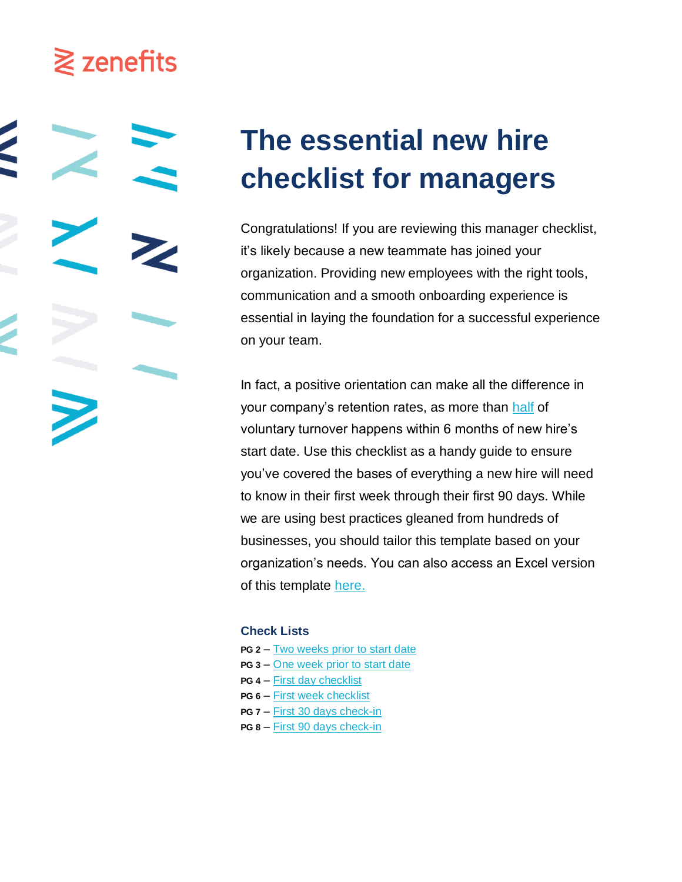zenefits

# The essential new hire checklist for managers

Congratulations! If you are reviewing this manager checklist, it's likely because a new teammate has joined your organization. Providing new employees with the right tools, communication and a smooth onboarding experience is essential in laying the foundation for a successful experience on your team.

In fact, a positive orientation can make all the difference in your company's retention rates, as more than half of voluntary turnover happens within 6 months of new hire's start date. Use this checklist as a handy guide to ensure you've covered the bases of everything a new hire will need to know in their first week through their first 90 days. While we are using best practices gleaned from hundreds of businesses, you should tailor this template based on your organization's needs. You can also access an Excel version of this template here.

### Check Lists

**PG 2** – Two weeks prior to start date
**PG 3** – One week prior to start date
**PG 4** – First day checklist
**PG 6** – First week checklist
**PG 7** – First 30 days check-in
**PG 8** – First 90 days check-in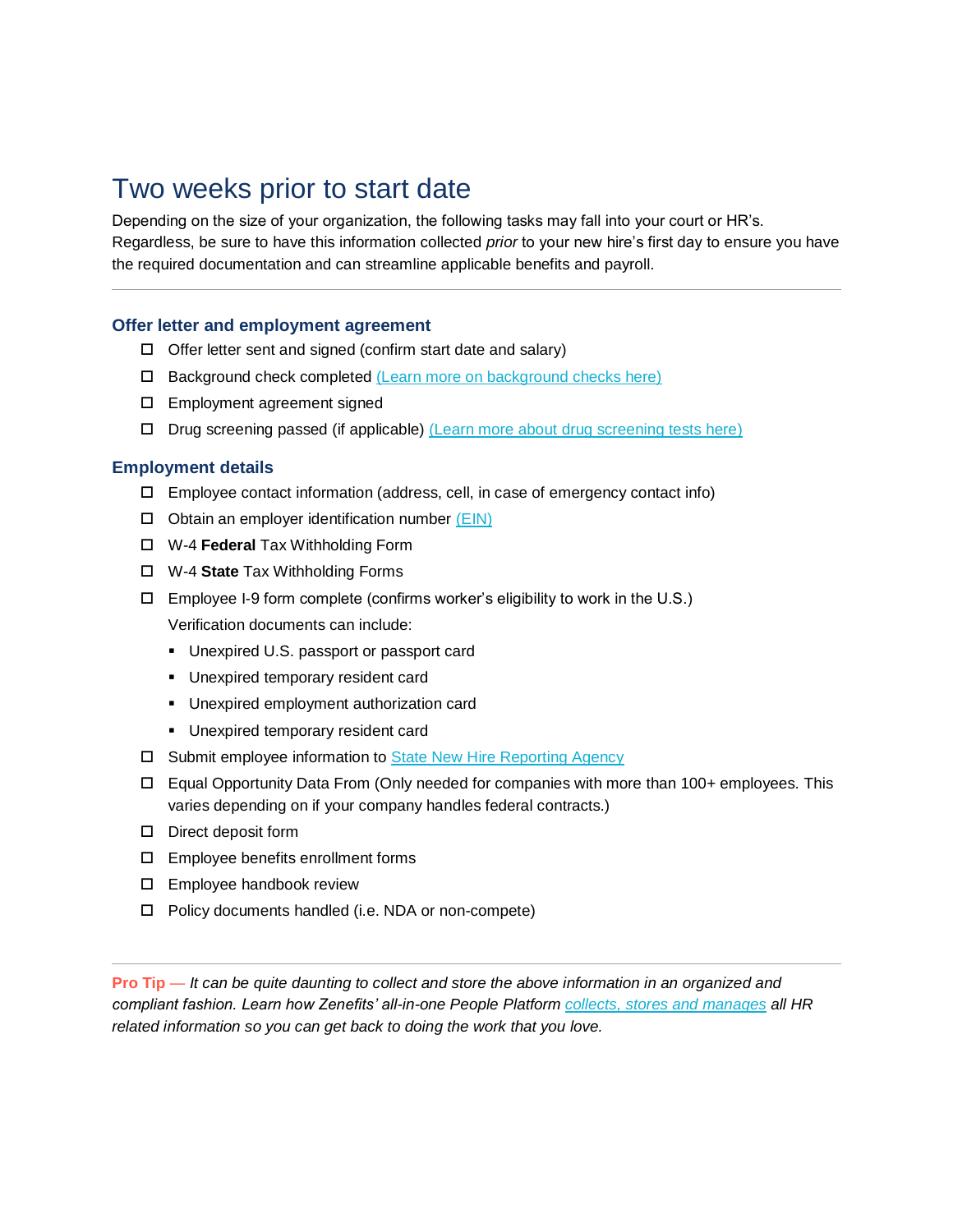# Two weeks prior to start date

Depending on the size of your organization, the following tasks may fall into your court or HR's. Regardless, be sure to have this information collected *prior* to your new hire's first day to ensure you have the required documentation and can streamline applicable benefits and payroll.

---

### Offer letter and employment agreement

- ☐ Offer letter sent and signed (confirm start date and salary)
- ☐ Background check completed (Learn more on background checks here)
- ☐ Employment agreement signed
- ☐ Drug screening passed (if applicable) (Learn more about drug screening tests here)

### Employment details

- ☐ Employee contact information (address, cell, in case of emergency contact info)
- ☐ Obtain an employer identification number (EIN)
- ☐ W-4 **Federal** Tax Withholding Form
- ☐ W-4 **State** Tax Withholding Forms
- ☐ Employee I-9 form complete (confirms worker's eligibility to work in the U.S.)

  Verification documents can include:
  - Unexpired U.S. passport or passport card
  - Unexpired temporary resident card
  - Unexpired employment authorization card
  - Unexpired temporary resident card
- ☐ Submit employee information to State New Hire Reporting Agency
- ☐ Equal Opportunity Data From (Only needed for companies with more than 100+ employees. This varies depending on if your company handles federal contracts.)
- ☐ Direct deposit form
- ☐ Employee benefits enrollment forms
- ☐ Employee handbook review
- ☐ Policy documents handled (i.e. NDA or non-compete)

---

**Pro Tip —** *It can be quite daunting to collect and store the above information in an organized and compliant fashion. Learn how Zenefits' all-in-one People Platform collects, stores and manages all HR related information so you can get back to doing the work that you love.*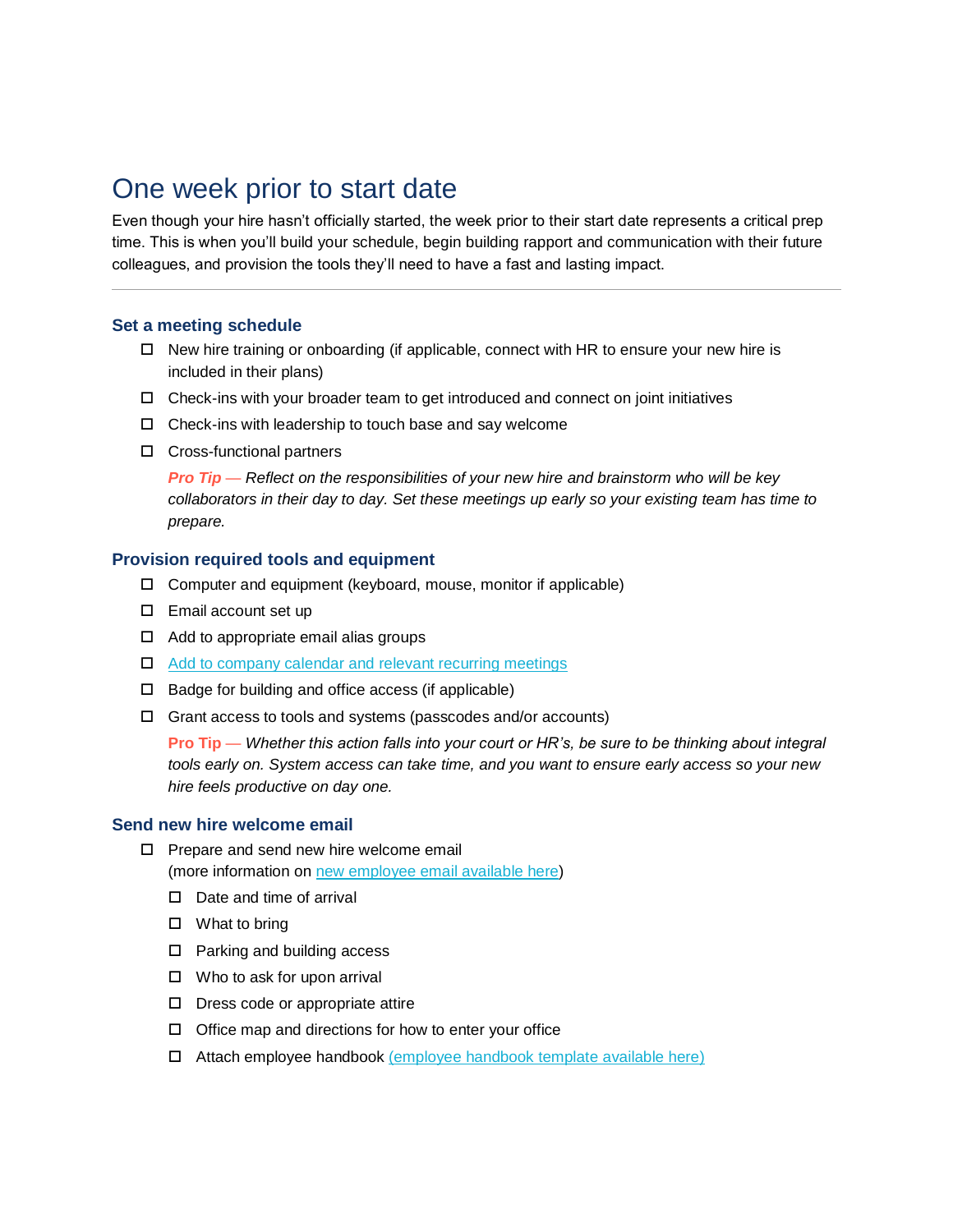# One week prior to start date

Even though your hire hasn't officially started, the week prior to their start date represents a critical prep time. This is when you'll build your schedule, begin building rapport and communication with their future colleagues, and provision the tools they'll need to have a fast and lasting impact.

---

### Set a meeting schedule

- ☐ New hire training or onboarding (if applicable, connect with HR to ensure your new hire is included in their plans)
- ☐ Check-ins with your broader team to get introduced and connect on joint initiatives
- ☐ Check-ins with leadership to touch base and say welcome
- ☐ Cross-functional partners

  ***Pro Tip —*** *Reflect on the responsibilities of your new hire and brainstorm who will be key collaborators in their day to day. Set these meetings up early so your existing team has time to prepare.*

### Provision required tools and equipment

- ☐ Computer and equipment (keyboard, mouse, monitor if applicable)
- ☐ Email account set up
- ☐ Add to appropriate email alias groups
- ☐ Add to company calendar and relevant recurring meetings
- ☐ Badge for building and office access (if applicable)
- ☐ Grant access to tools and systems (passcodes and/or accounts)

  **Pro Tip —** *Whether this action falls into your court or HR's, be sure to be thinking about integral tools early on. System access can take time, and you want to ensure early access so your new hire feels productive on day one.*

### Send new hire welcome email

- ☐ Prepare and send new hire welcome email
  (more information on new employee email available here)
  - ☐ Date and time of arrival
  - ☐ What to bring
  - ☐ Parking and building access
  - ☐ Who to ask for upon arrival
  - ☐ Dress code or appropriate attire
  - ☐ Office map and directions for how to enter your office
  - ☐ Attach employee handbook (employee handbook template available here)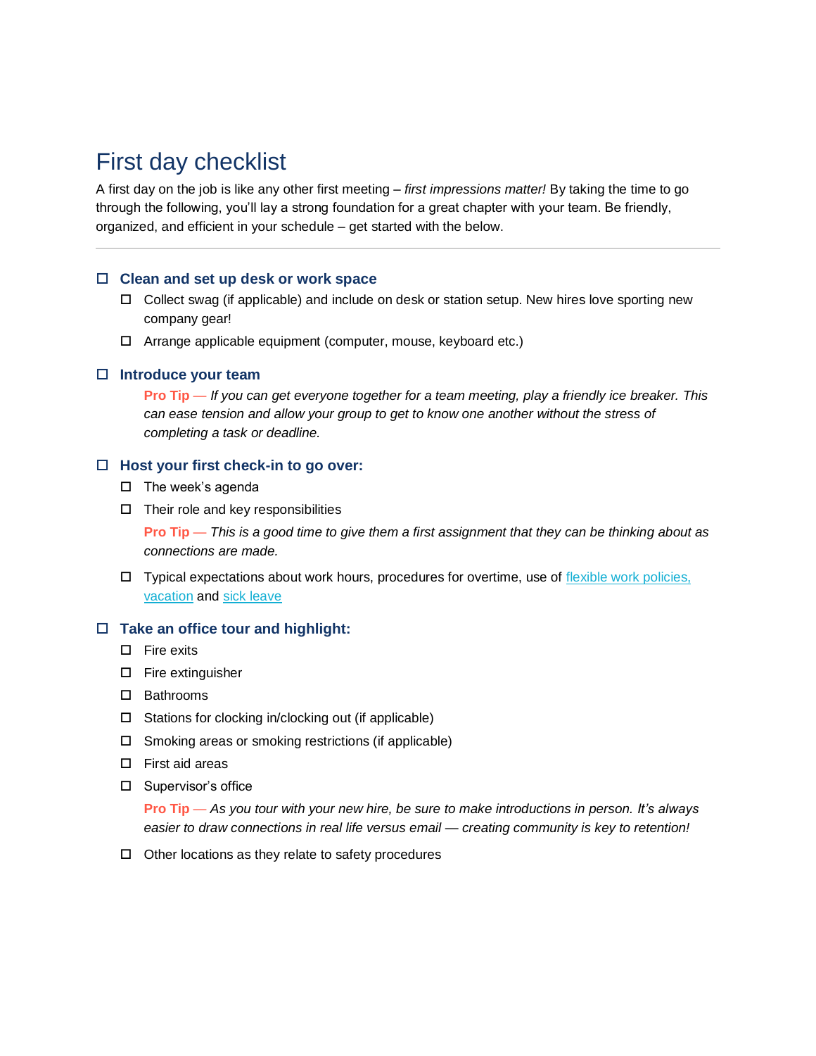# First day checklist

A first day on the job is like any other first meeting – *first impressions matter!* By taking the time to go through the following, you'll lay a strong foundation for a great chapter with your team. Be friendly, organized, and efficient in your schedule – get started with the below.

---

- ☐ **Clean and set up desk or work space**
  - ☐ Collect swag (if applicable) and include on desk or station setup. New hires love sporting new company gear!
  - ☐ Arrange applicable equipment (computer, mouse, keyboard etc.)

- ☐ **Introduce your team**

  **Pro Tip —** *If you can get everyone together for a team meeting, play a friendly ice breaker. This can ease tension and allow your group to get to know one another without the stress of completing a task or deadline.*

- ☐ **Host your first check-in to go over:**
  - ☐ The week's agenda
  - ☐ Their role and key responsibilities

    **Pro Tip —** *This is a good time to give them a first assignment that they can be thinking about as connections are made.*

  - ☐ Typical expectations about work hours, procedures for overtime, use of flexible work policies, vacation and sick leave

- ☐ **Take an office tour and highlight:**
  - ☐ Fire exits
  - ☐ Fire extinguisher
  - ☐ Bathrooms
  - ☐ Stations for clocking in/clocking out (if applicable)
  - ☐ Smoking areas or smoking restrictions (if applicable)
  - ☐ First aid areas
  - ☐ Supervisor's office

    **Pro Tip —** *As you tour with your new hire, be sure to make introductions in person. It's always easier to draw connections in real life versus email — creating community is key to retention!*

  - ☐ Other locations as they relate to safety procedures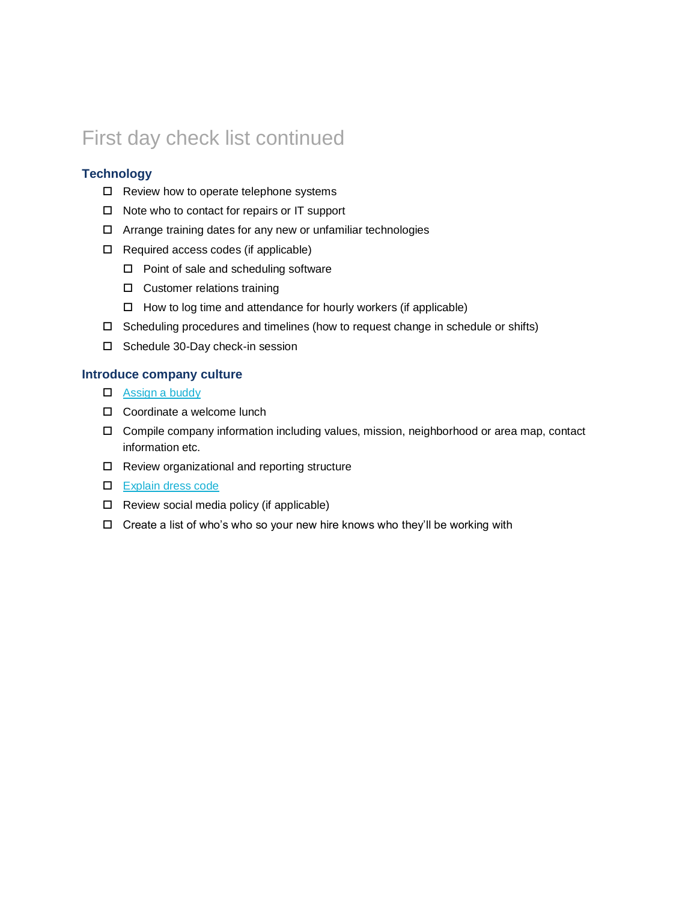# First day check list continued

## Technology

- [ ] Review how to operate telephone systems
- [ ] Note who to contact for repairs or IT support
- [ ] Arrange training dates for any new or unfamiliar technologies
- [ ] Required access codes (if applicable)
    - [ ] Point of sale and scheduling software
    - [ ] Customer relations training
    - [ ] How to log time and attendance for hourly workers (if applicable)
- [ ] Scheduling procedures and timelines (how to request change in schedule or shifts)
- [ ] Schedule 30-Day check-in session

## Introduce company culture

- [ ] Assign a buddy
- [ ] Coordinate a welcome lunch
- [ ] Compile company information including values, mission, neighborhood or area map, contact information etc.
- [ ] Review organizational and reporting structure
- [ ] Explain dress code
- [ ] Review social media policy (if applicable)
- [ ] Create a list of who's who so your new hire knows who they'll be working with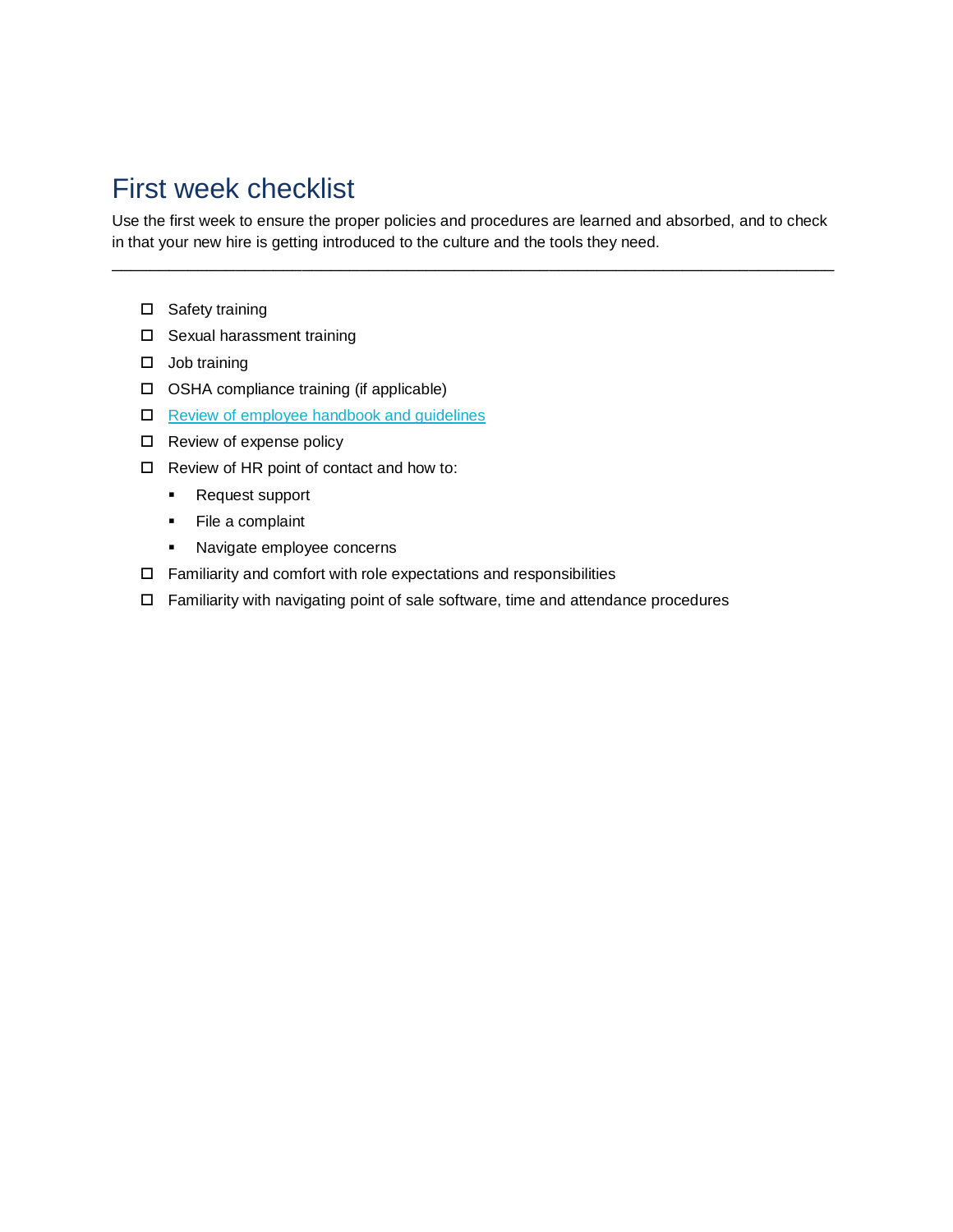# First week checklist

Use the first week to ensure the proper policies and procedures are learned and absorbed, and to check in that your new hire is getting introduced to the culture and the tools they need.

---

- ☐ Safety training
- ☐ Sexual harassment training
- ☐ Job training
- ☐ OSHA compliance training (if applicable)
- ☐ Review of employee handbook and guidelines
- ☐ Review of expense policy
- ☐ Review of HR point of contact and how to:
  - Request support
  - File a complaint
  - Navigate employee concerns
- ☐ Familiarity and comfort with role expectations and responsibilities
- ☐ Familiarity with navigating point of sale software, time and attendance procedures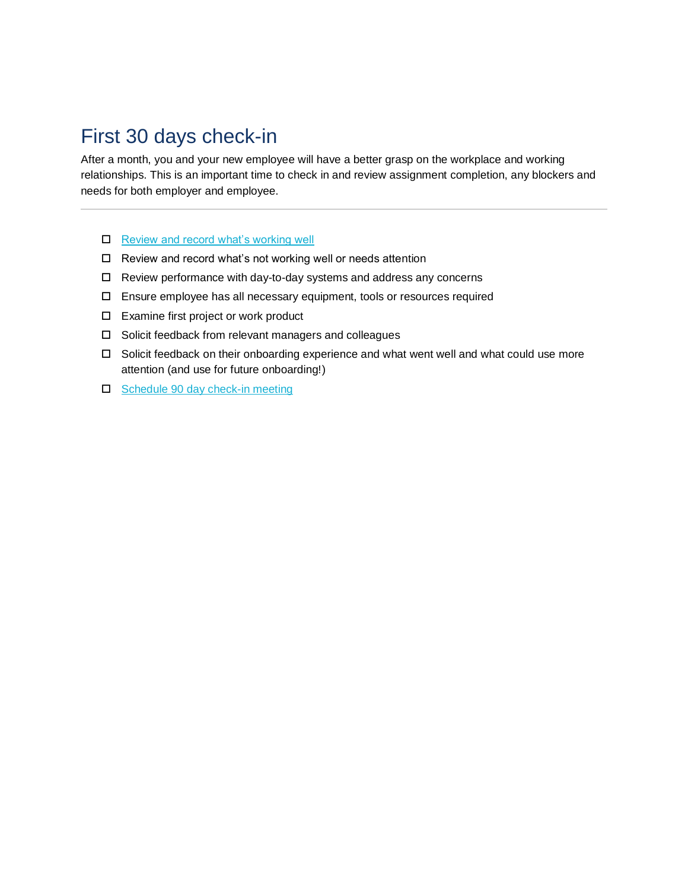## First 30 days check-in

After a month, you and your new employee will have a better grasp on the workplace and working relationships. This is an important time to check in and review assignment completion, any blockers and needs for both employer and employee.

---

- [ ] Review and record what's working well
- [ ] Review and record what's not working well or needs attention
- [ ] Review performance with day-to-day systems and address any concerns
- [ ] Ensure employee has all necessary equipment, tools or resources required
- [ ] Examine first project or work product
- [ ] Solicit feedback from relevant managers and colleagues
- [ ] Solicit feedback on their onboarding experience and what went well and what could use more attention (and use for future onboarding!)
- [ ] Schedule 90 day check-in meeting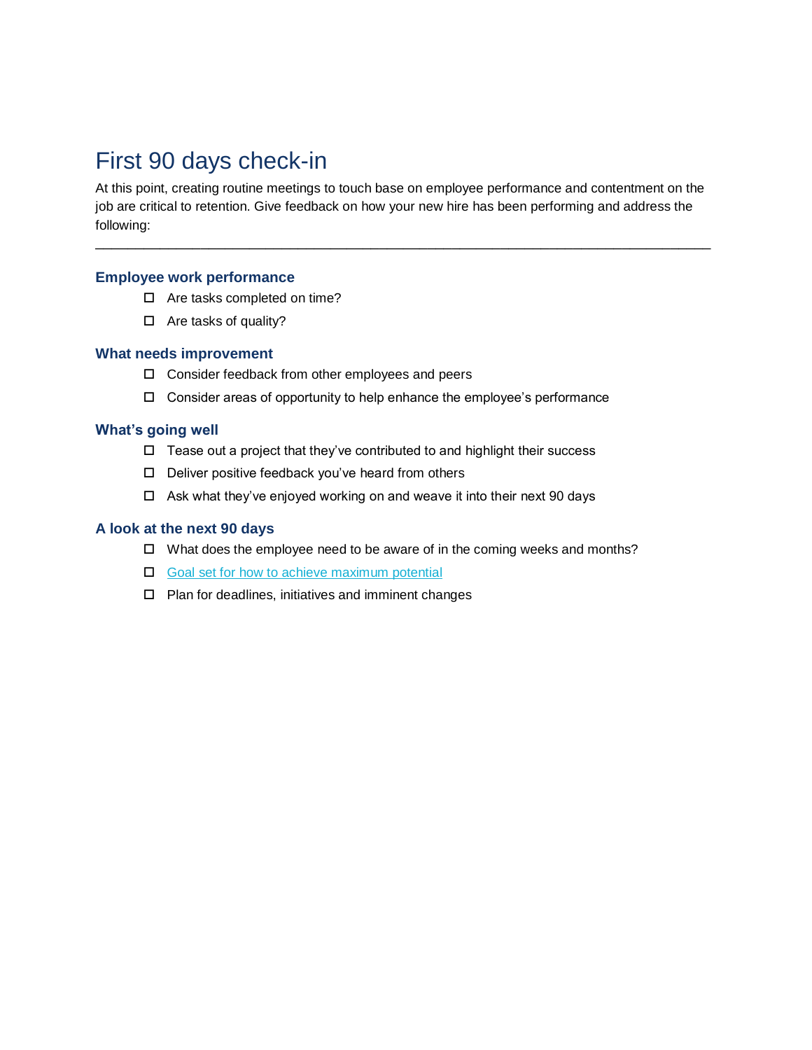# First 90 days check-in

At this point, creating routine meetings to touch base on employee performance and contentment on the job are critical to retention. Give feedback on how your new hire has been performing and address the following:

---

### Employee work performance

- ☐ Are tasks completed on time?
- ☐ Are tasks of quality?

### What needs improvement

- ☐ Consider feedback from other employees and peers
- ☐ Consider areas of opportunity to help enhance the employee's performance

### What's going well

- ☐ Tease out a project that they've contributed to and highlight their success
- ☐ Deliver positive feedback you've heard from others
- ☐ Ask what they've enjoyed working on and weave it into their next 90 days

### A look at the next 90 days

- ☐ What does the employee need to be aware of in the coming weeks and months?
- ☐ Goal set for how to achieve maximum potential
- ☐ Plan for deadlines, initiatives and imminent changes